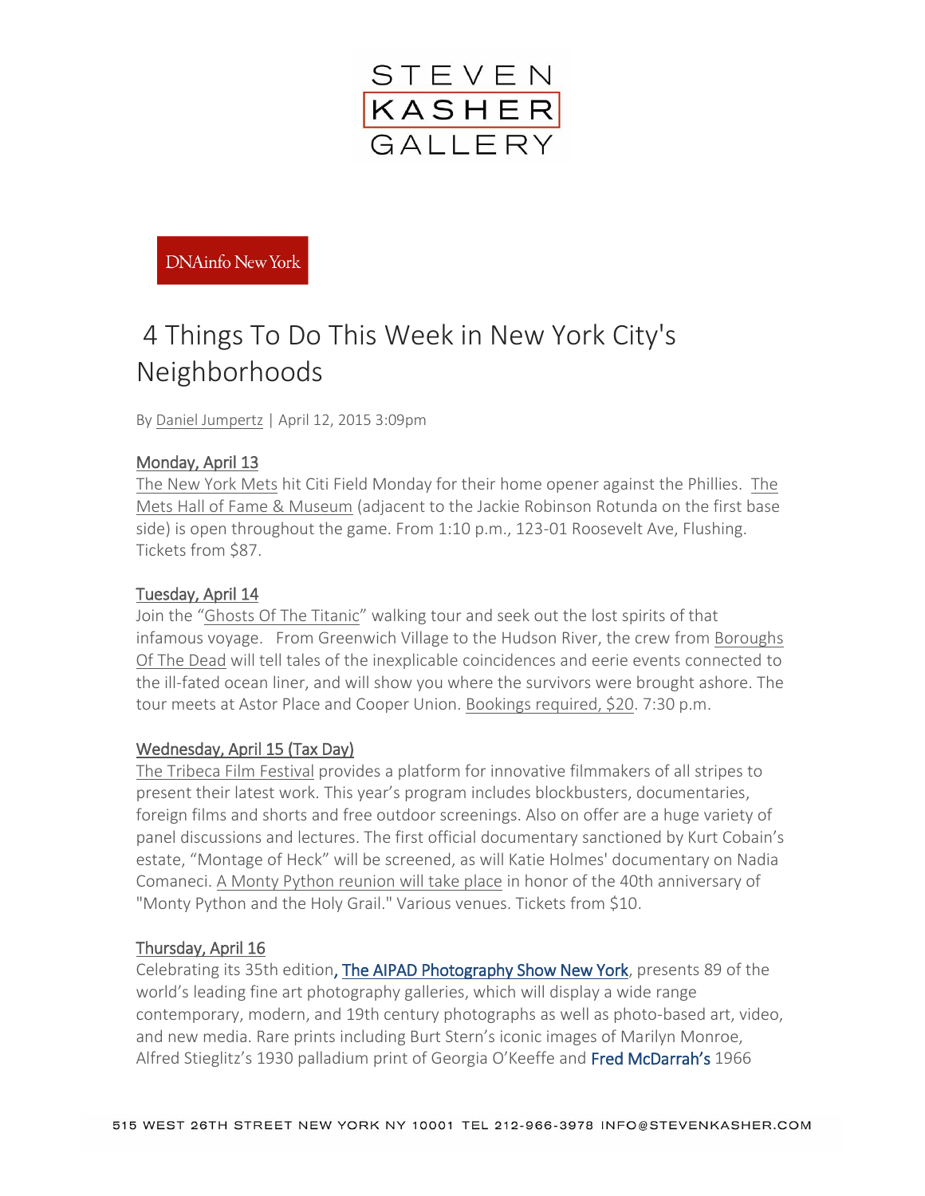STEVEN
KASHER
GALLERY

DNAinfo New York

# 4 Things To Do This Week in New York City's Neighborhoods

By Daniel Jumpertz | April 12, 2015 3:09pm

## Monday, April 13

The New York Mets hit Citi Field Monday for their home opener against the Phillies. The Mets Hall of Fame & Museum (adjacent to the Jackie Robinson Rotunda on the first base side) is open throughout the game. From 1:10 p.m., 123-01 Roosevelt Ave, Flushing. Tickets from $87.

## Tuesday, April 14

Join the "Ghosts Of The Titanic" walking tour and seek out the lost spirits of that infamous voyage. From Greenwich Village to the Hudson River, the crew from Boroughs Of The Dead will tell tales of the inexplicable coincidences and eerie events connected to the ill-fated ocean liner, and will show you where the survivors were brought ashore. The tour meets at Astor Place and Cooper Union. Bookings required, $20. 7:30 p.m.

## Wednesday, April 15 (Tax Day)

The Tribeca Film Festival provides a platform for innovative filmmakers of all stripes to present their latest work. This year's program includes blockbusters, documentaries, foreign films and shorts and free outdoor screenings. Also on offer are a huge variety of panel discussions and lectures. The first official documentary sanctioned by Kurt Cobain's estate, "Montage of Heck" will be screened, as will Katie Holmes' documentary on Nadia Comaneci. A Monty Python reunion will take place in honor of the 40th anniversary of "Monty Python and the Holy Grail." Various venues. Tickets from $10.

## Thursday, April 16

Celebrating its 35th edition, The AIPAD Photography Show New York, presents 89 of the world's leading fine art photography galleries, which will display a wide range contemporary, modern, and 19th century photographs as well as photo-based art, video, and new media. Rare prints including Burt Stern's iconic images of Marilyn Monroe, Alfred Stieglitz's 1930 palladium print of Georgia O'Keeffe and Fred McDarrah's 1966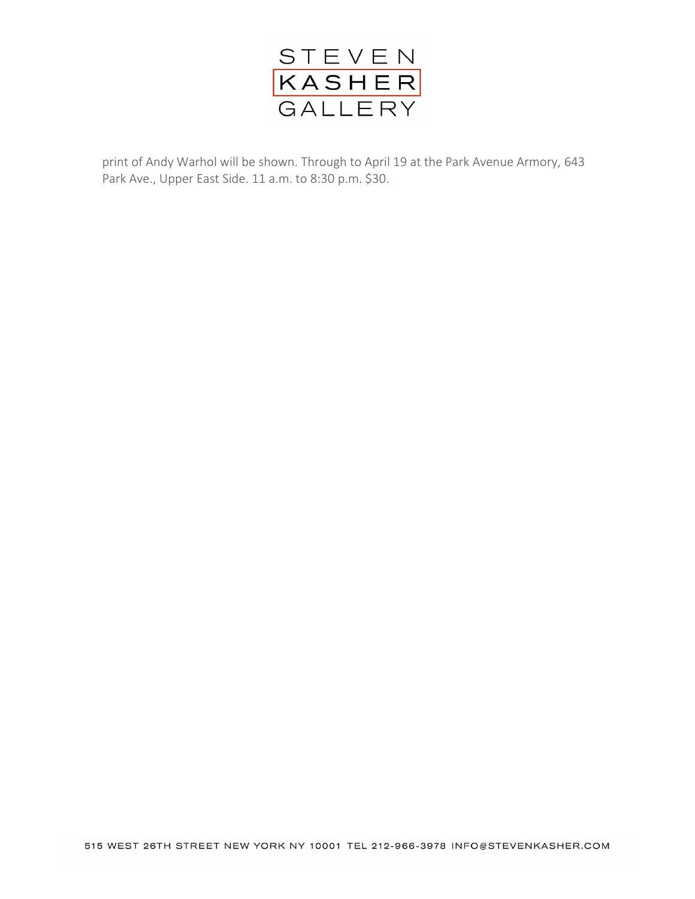print of Andy Warhol will be shown. Through to April 19 at the Park Avenue Armory, 643 Park Ave., Upper East Side. 11 a.m. to 8:30 p.m. $30.